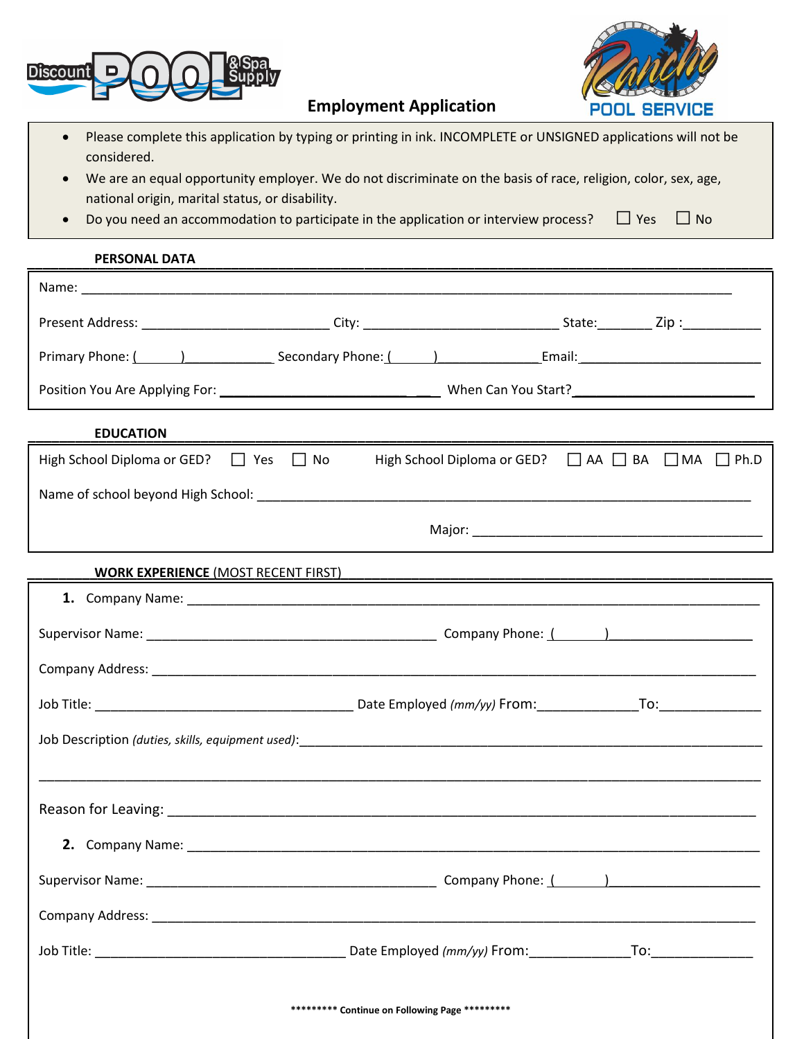Discount POOL & Spa Supply

# Employment Application

Rancho POOL SERVICE

- Please complete this application by typing or printing in ink. INCOMPLETE or UNSIGNED applications will not be considered.
- We are an equal opportunity employer. We do not discriminate on the basis of race, religion, color, sex, age, national origin, marital status, or disability.
- Do you need an accommodation to participate in the application or interview process? ☐ Yes ☐ No

## PERSONAL DATA

Name: ______________________________________________________________________

Present Address: _________________________ City: __________________________ State:_______ Zip :__________

Primary Phone: (______)____________ Secondary Phone: (______)______________Email:_________________________

Position You Are Applying For: ____________________________ When Can You Start?________________________

## EDUCATION

High School Diploma or GED? ☐ Yes ☐ No High School Diploma or GED? ☐ AA ☐ BA ☐ MA ☐ Ph.D

Name of school beyond High School: ________________________________________________________________

Major: ________________________________________

## WORK EXPERIENCE (MOST RECENT FIRST)

**1.** Company Name: ______________________________________________________________________

Supervisor Name: ________________________________________ Company Phone: (_______)____________________

Company Address: _______________________________________________________________________________

Job Title: ___________________________________ Date Employed *(mm/yy)* From:_____________To:_____________

Job Description *(duties, skills, equipment used)*:_____________________________________________________________

_____________________________________________________________________________________________

Reason for Leaving: _____________________________________________________________________________

**2.** Company Name: ______________________________________________________________________

Supervisor Name: ________________________________________ Company Phone: (_______)____________________

Company Address: _______________________________________________________________________________

Job Title: __________________________________ Date Employed *(mm/yy)* From:_____________To:_____________

**\*\*\*\*\*\*\*\*\* Continue on Following Page \*\*\*\*\*\*\*\*\***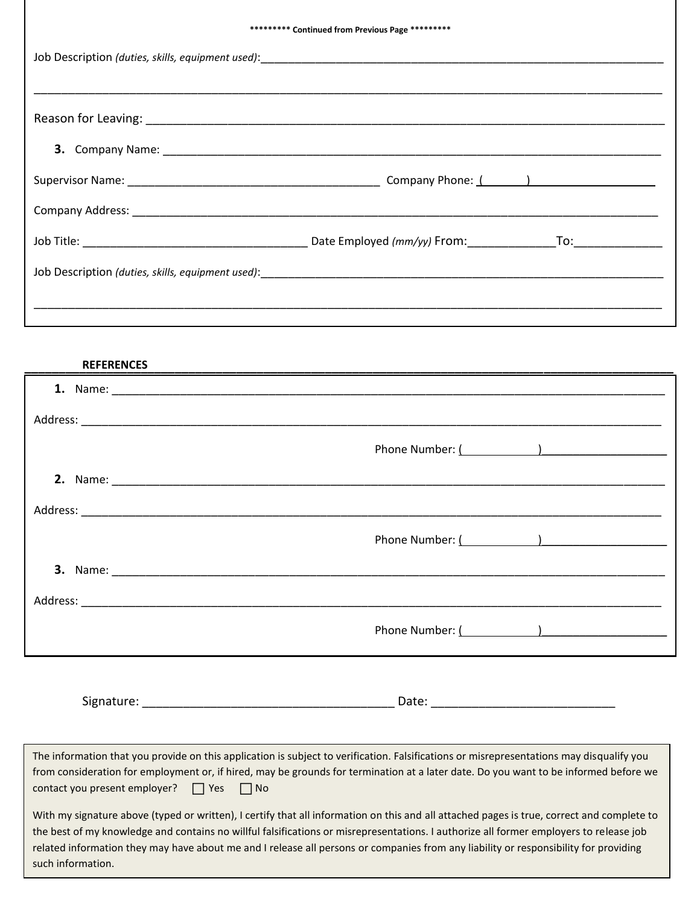********* Continued from Previous Page *********

Job Description *(duties, skills, equipment used)*:________________________________________________________________

____________________________________________________________________________________________________

Reason for Leaving: ________________________________________________________________________________

**3.** Company Name: ______________________________________________________________________________

Supervisor Name: ________________________________________ Company Phone: (       ) ____________________

Company Address: __________________________________________________________________________________

Job Title: ___________________________________ Date Employed *(mm/yy)* From:_____________To:_____________

Job Description *(duties, skills, equipment used)*:________________________________________________________________

____________________________________________________________________________________________________

## REFERENCES

**1.** Name: _____________________________________________________________________________________

Address: ____________________________________________________________________________________________

Phone Number: (            ) ____________________

**2.** Name: _____________________________________________________________________________________

Address: ____________________________________________________________________________________________

Phone Number: (            ) ____________________

**3.** Name: _____________________________________________________________________________________

Address: ____________________________________________________________________________________________

Phone Number: (            ) ____________________

Signature: ______________________________________ Date: ___________________________

The information that you provide on this application is subject to verification. Falsifications or misrepresentations may disqualify you from consideration for employment or, if hired, may be grounds for termination at a later date. Do you want to be informed before we contact you present employer? ☐ Yes ☐ No

With my signature above (typed or written), I certify that all information on this and all attached pages is true, correct and complete to the best of my knowledge and contains no willful falsifications or misrepresentations. I authorize all former employers to release job related information they may have about me and I release all persons or companies from any liability or responsibility for providing such information.